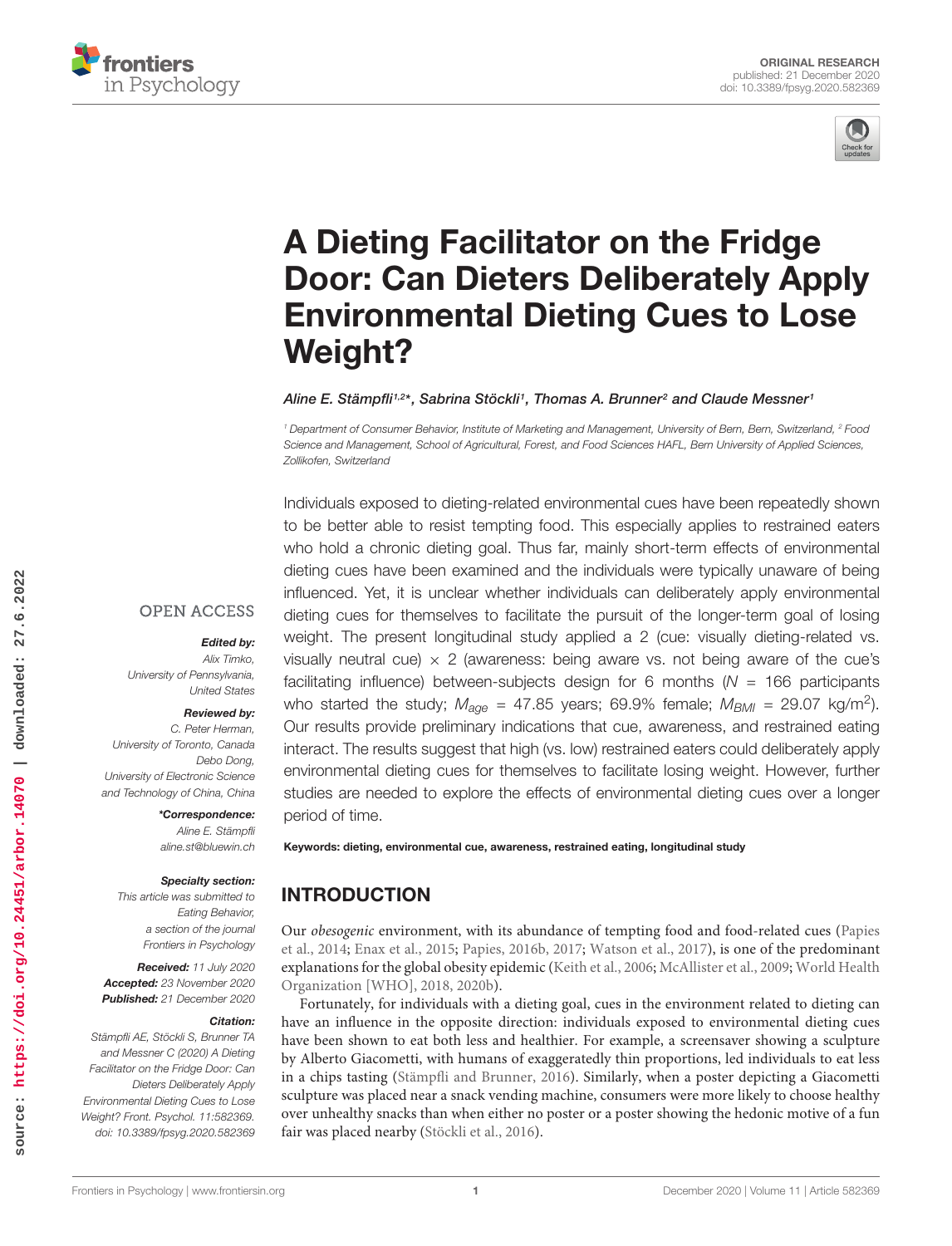ORIGINAL RESEARCH
published: 21 December 2020
doi: 10.3389/fpsyg.2020.582369

# A Dieting Facilitator on the Fridge Door: Can Dieters Deliberately Apply Environmental Dieting Cues to Lose Weight?

*Aline E. Stämpfli[1,2]*, Sabrina Stöckli[1], Thomas A. Brunner[2] and Claude Messner[1]*

[1] Department of Consumer Behavior, Institute of Marketing and Management, University of Bern, Bern, Switzerland, [2] Food Science and Management, School of Agricultural, Forest, and Food Sciences HAFL, Bern University of Applied Sciences, Zollikofen, Switzerland

OPEN ACCESS

***Edited by:***
Alix Timko,
University of Pennsylvania,
United States

***Reviewed by:***
C. Peter Herman,
University of Toronto, Canada
Debo Dong,
University of Electronic Science and Technology of China, China

***\*Correspondence:***
Aline E. Stämpfli
aline.st@bluewin.ch

***Specialty section:***
This article was submitted to Eating Behavior, a section of the journal Frontiers in Psychology

***Received:*** 11 July 2020
***Accepted:*** 23 November 2020
***Published:*** 21 December 2020

***Citation:***
Stämpfli AE, Stöckli S, Brunner TA and Messner C (2020) A Dieting Facilitator on the Fridge Door: Can Dieters Deliberately Apply Environmental Dieting Cues to Lose Weight? Front. Psychol. 11:582369. doi: 10.3389/fpsyg.2020.582369

Individuals exposed to dieting-related environmental cues have been repeatedly shown to be better able to resist tempting food. This especially applies to restrained eaters who hold a chronic dieting goal. Thus far, mainly short-term effects of environmental dieting cues have been examined and the individuals were typically unaware of being influenced. Yet, it is unclear whether individuals can deliberately apply environmental dieting cues for themselves to facilitate the pursuit of the longer-term goal of losing weight. The present longitudinal study applied a 2 (cue: visually dieting-related vs. visually neutral cue) × 2 (awareness: being aware vs. not being aware of the cue's facilitating influence) between-subjects design for 6 months ($N$ = 166 participants who started the study; $M_{age}$ = 47.85 years; 69.9% female; $M_{BMI}$ = 29.07 kg/m$^2$). Our results provide preliminary indications that cue, awareness, and restrained eating interact. The results suggest that high (vs. low) restrained eaters could deliberately apply environmental dieting cues for themselves to facilitate losing weight. However, further studies are needed to explore the effects of environmental dieting cues over a longer period of time.

**Keywords: dieting, environmental cue, awareness, restrained eating, longitudinal study**

## INTRODUCTION

Our *obesogenic* environment, with its abundance of tempting food and food-related cues (Papies et al., 2014; Enax et al., 2015; Papies, 2016b, 2017; Watson et al., 2017), is one of the predominant explanations for the global obesity epidemic (Keith et al., 2006; McAllister et al., 2009; World Health Organization [WHO], 2018, 2020b).

Fortunately, for individuals with a dieting goal, cues in the environment related to dieting can have an influence in the opposite direction: individuals exposed to environmental dieting cues have been shown to eat both less and healthier. For example, a screensaver showing a sculpture by Alberto Giacometti, with humans of exaggeratedly thin proportions, led individuals to eat less in a chips tasting (Stämpfli and Brunner, 2016). Similarly, when a poster depicting a Giacometti sculpture was placed near a snack vending machine, consumers were more likely to choose healthy over unhealthy snacks than when either no poster or a poster showing the hedonic motive of a fun fair was placed nearby (Stöckli et al., 2016).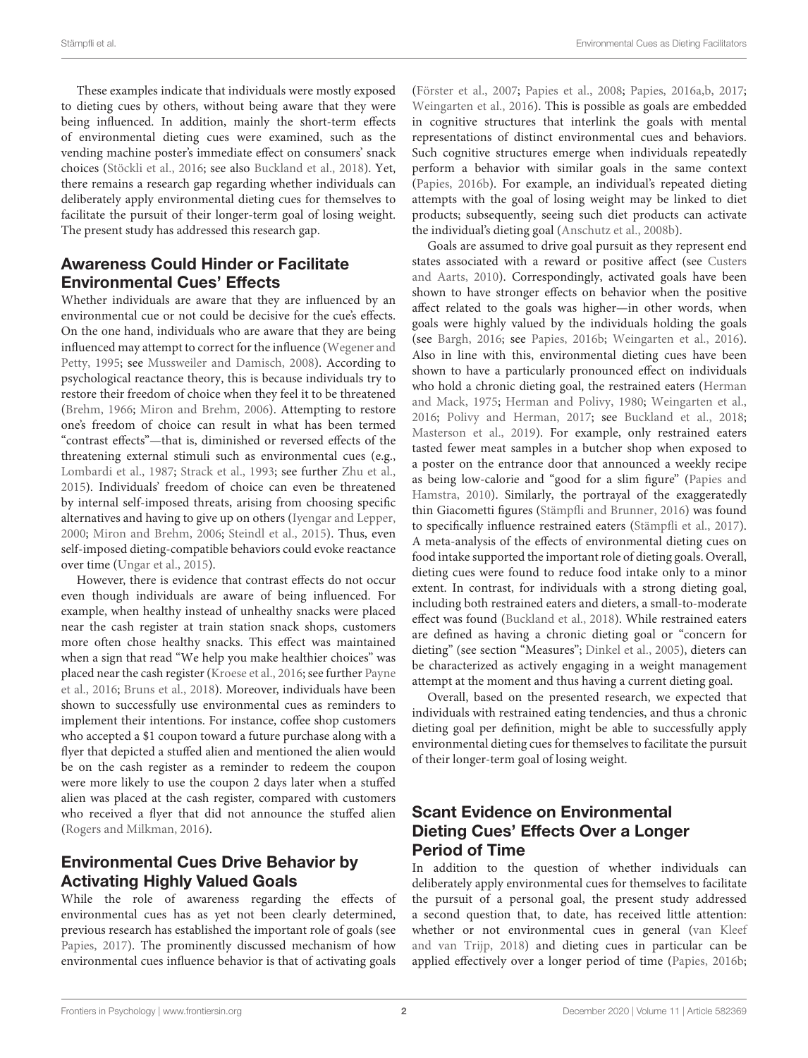These examples indicate that individuals were mostly exposed to dieting cues by others, without being aware that they were being influenced. In addition, mainly the short-term effects of environmental dieting cues were examined, such as the vending machine poster's immediate effect on consumers' snack choices (Stöckli et al., 2016; see also Buckland et al., 2018). Yet, there remains a research gap regarding whether individuals can deliberately apply environmental dieting cues for themselves to facilitate the pursuit of their longer-term goal of losing weight. The present study has addressed this research gap.

## Awareness Could Hinder or Facilitate Environmental Cues' Effects

Whether individuals are aware that they are influenced by an environmental cue or not could be decisive for the cue's effects. On the one hand, individuals who are aware that they are being influenced may attempt to correct for the influence (Wegener and Petty, 1995; see Mussweiler and Damisch, 2008). According to psychological reactance theory, this is because individuals try to restore their freedom of choice when they feel it to be threatened (Brehm, 1966; Miron and Brehm, 2006). Attempting to restore one's freedom of choice can result in what has been termed "contrast effects"—that is, diminished or reversed effects of the threatening external stimuli such as environmental cues (e.g., Lombardi et al., 1987; Strack et al., 1993; see further Zhu et al., 2015). Individuals' freedom of choice can even be threatened by internal self-imposed threats, arising from choosing specific alternatives and having to give up on others (Iyengar and Lepper, 2000; Miron and Brehm, 2006; Steindl et al., 2015). Thus, even self-imposed dieting-compatible behaviors could evoke reactance over time (Ungar et al., 2015).

However, there is evidence that contrast effects do not occur even though individuals are aware of being influenced. For example, when healthy instead of unhealthy snacks were placed near the cash register at train station snack shops, customers more often chose healthy snacks. This effect was maintained when a sign that read "We help you make healthier choices" was placed near the cash register (Kroese et al., 2016; see further Payne et al., 2016; Bruns et al., 2018). Moreover, individuals have been shown to successfully use environmental cues as reminders to implement their intentions. For instance, coffee shop customers who accepted a $1 coupon toward a future purchase along with a flyer that depicted a stuffed alien and mentioned the alien would be on the cash register as a reminder to redeem the coupon were more likely to use the coupon 2 days later when a stuffed alien was placed at the cash register, compared with customers who received a flyer that did not announce the stuffed alien (Rogers and Milkman, 2016).

## Environmental Cues Drive Behavior by Activating Highly Valued Goals

While the role of awareness regarding the effects of environmental cues has as yet not been clearly determined, previous research has established the important role of goals (see Papies, 2017). The prominently discussed mechanism of how environmental cues influence behavior is that of activating goals (Förster et al., 2007; Papies et al., 2008; Papies, 2016a,b, 2017; Weingarten et al., 2016). This is possible as goals are embedded in cognitive structures that interlink the goals with mental representations of distinct environmental cues and behaviors. Such cognitive structures emerge when individuals repeatedly perform a behavior with similar goals in the same context (Papies, 2016b). For example, an individual's repeated dieting attempts with the goal of losing weight may be linked to diet products; subsequently, seeing such diet products can activate the individual's dieting goal (Anschutz et al., 2008b).

Goals are assumed to drive goal pursuit as they represent end states associated with a reward or positive affect (see Custers and Aarts, 2010). Correspondingly, activated goals have been shown to have stronger effects on behavior when the positive affect related to the goals was higher—in other words, when goals were highly valued by the individuals holding the goals (see Bargh, 2016; see Papies, 2016b; Weingarten et al., 2016). Also in line with this, environmental dieting cues have been shown to have a particularly pronounced effect on individuals who hold a chronic dieting goal, the restrained eaters (Herman and Mack, 1975; Herman and Polivy, 1980; Weingarten et al., 2016; Polivy and Herman, 2017; see Buckland et al., 2018; Masterson et al., 2019). For example, only restrained eaters tasted fewer meat samples in a butcher shop when exposed to a poster on the entrance door that announced a weekly recipe as being low-calorie and "good for a slim figure" (Papies and Hamstra, 2010). Similarly, the portrayal of the exaggeratedly thin Giacometti figures (Stämpfli and Brunner, 2016) was found to specifically influence restrained eaters (Stämpfli et al., 2017). A meta-analysis of the effects of environmental dieting cues on food intake supported the important role of dieting goals. Overall, dieting cues were found to reduce food intake only to a minor extent. In contrast, for individuals with a strong dieting goal, including both restrained eaters and dieters, a small-to-moderate effect was found (Buckland et al., 2018). While restrained eaters are defined as having a chronic dieting goal or "concern for dieting" (see section "Measures"; Dinkel et al., 2005), dieters can be characterized as actively engaging in a weight management attempt at the moment and thus having a current dieting goal.

Overall, based on the presented research, we expected that individuals with restrained eating tendencies, and thus a chronic dieting goal per definition, might be able to successfully apply environmental dieting cues for themselves to facilitate the pursuit of their longer-term goal of losing weight.

## Scant Evidence on Environmental Dieting Cues' Effects Over a Longer Period of Time

In addition to the question of whether individuals can deliberately apply environmental cues for themselves to facilitate the pursuit of a personal goal, the present study addressed a second question that, to date, has received little attention: whether or not environmental cues in general (van Kleef and van Trijp, 2018) and dieting cues in particular can be applied effectively over a longer period of time (Papies, 2016b;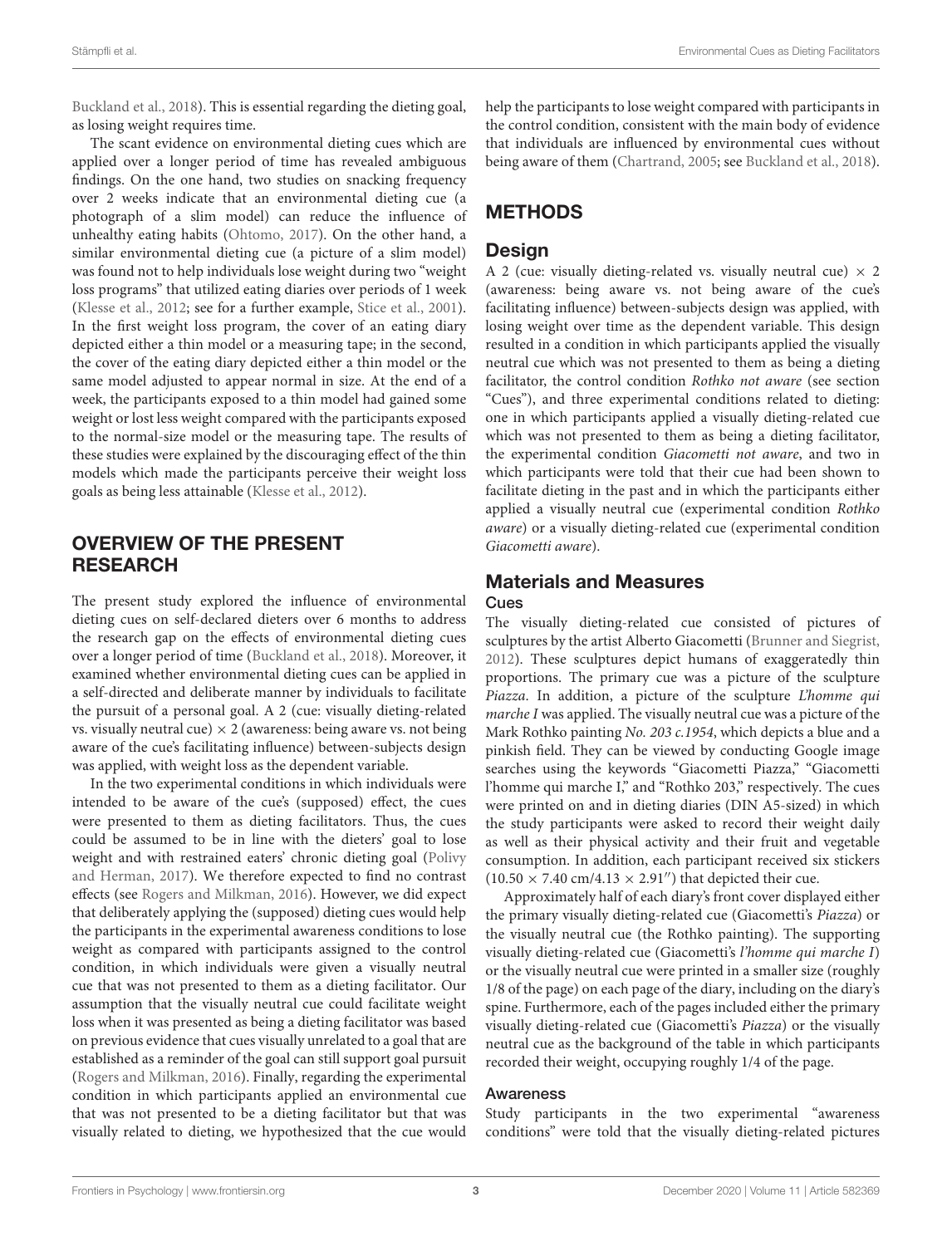Buckland et al., 2018). This is essential regarding the dieting goal, as losing weight requires time.

The scant evidence on environmental dieting cues which are applied over a longer period of time has revealed ambiguous findings. On the one hand, two studies on snacking frequency over 2 weeks indicate that an environmental dieting cue (a photograph of a slim model) can reduce the influence of unhealthy eating habits (Ohtomo, 2017). On the other hand, a similar environmental dieting cue (a picture of a slim model) was found not to help individuals lose weight during two "weight loss programs" that utilized eating diaries over periods of 1 week (Klesse et al., 2012; see for a further example, Stice et al., 2001). In the first weight loss program, the cover of an eating diary depicted either a thin model or a measuring tape; in the second, the cover of the eating diary depicted either a thin model or the same model adjusted to appear normal in size. At the end of a week, the participants exposed to a thin model had gained some weight or lost less weight compared with the participants exposed to the normal-size model or the measuring tape. The results of these studies were explained by the discouraging effect of the thin models which made the participants perceive their weight loss goals as being less attainable (Klesse et al., 2012).

## OVERVIEW OF THE PRESENT RESEARCH

The present study explored the influence of environmental dieting cues on self-declared dieters over 6 months to address the research gap on the effects of environmental dieting cues over a longer period of time (Buckland et al., 2018). Moreover, it examined whether environmental dieting cues can be applied in a self-directed and deliberate manner by individuals to facilitate the pursuit of a personal goal. A 2 (cue: visually dieting-related vs. visually neutral cue) × 2 (awareness: being aware vs. not being aware of the cue's facilitating influence) between-subjects design was applied, with weight loss as the dependent variable.

In the two experimental conditions in which individuals were intended to be aware of the cue's (supposed) effect, the cues were presented to them as dieting facilitators. Thus, the cues could be assumed to be in line with the dieters' goal to lose weight and with restrained eaters' chronic dieting goal (Polivy and Herman, 2017). We therefore expected to find no contrast effects (see Rogers and Milkman, 2016). However, we did expect that deliberately applying the (supposed) dieting cues would help the participants in the experimental awareness conditions to lose weight as compared with participants assigned to the control condition, in which individuals were given a visually neutral cue that was not presented to them as a dieting facilitator. Our assumption that the visually neutral cue could facilitate weight loss when it was presented as being a dieting facilitator was based on previous evidence that cues visually unrelated to a goal that are established as a reminder of the goal can still support goal pursuit (Rogers and Milkman, 2016). Finally, regarding the experimental condition in which participants applied an environmental cue that was not presented to be a dieting facilitator but that was visually related to dieting, we hypothesized that the cue would help the participants to lose weight compared with participants in the control condition, consistent with the main body of evidence that individuals are influenced by environmental cues without being aware of them (Chartrand, 2005; see Buckland et al., 2018).

## METHODS

### Design

A 2 (cue: visually dieting-related vs. visually neutral cue) × 2 (awareness: being aware vs. not being aware of the cue's facilitating influence) between-subjects design was applied, with losing weight over time as the dependent variable. This design resulted in a condition in which participants applied the visually neutral cue which was not presented to them as being a dieting facilitator, the control condition *Rothko not aware* (see section "Cues"), and three experimental conditions related to dieting: one in which participants applied a visually dieting-related cue which was not presented to them as being a dieting facilitator, the experimental condition *Giacometti not aware*, and two in which participants were told that their cue had been shown to facilitate dieting in the past and in which the participants either applied a visually neutral cue (experimental condition *Rothko aware*) or a visually dieting-related cue (experimental condition *Giacometti aware*).

### Materials and Measures

#### Cues

The visually dieting-related cue consisted of pictures of sculptures by the artist Alberto Giacometti (Brunner and Siegrist, 2012). These sculptures depict humans of exaggeratedly thin proportions. The primary cue was a picture of the sculpture *Piazza*. In addition, a picture of the sculpture *L'homme qui marche I* was applied. The visually neutral cue was a picture of the Mark Rothko painting *No. 203 c.1954*, which depicts a blue and a pinkish field. They can be viewed by conducting Google image searches using the keywords "Giacometti Piazza," "Giacometti l'homme qui marche I," and "Rothko 203," respectively. The cues were printed on and in dieting diaries (DIN A5-sized) in which the study participants were asked to record their weight daily as well as their physical activity and their fruit and vegetable consumption. In addition, each participant received six stickers (10.50 × 7.40 cm/4.13 × 2.91″) that depicted their cue.

Approximately half of each diary's front cover displayed either the primary visually dieting-related cue (Giacometti's *Piazza*) or the visually neutral cue (the Rothko painting). The supporting visually dieting-related cue (Giacometti's *l'homme qui marche I*) or the visually neutral cue were printed in a smaller size (roughly 1/8 of the page) on each page of the diary, including on the diary's spine. Furthermore, each of the pages included either the primary visually dieting-related cue (Giacometti's *Piazza*) or the visually neutral cue as the background of the table in which participants recorded their weight, occupying roughly 1/4 of the page.

#### Awareness

Study participants in the two experimental "awareness conditions" were told that the visually dieting-related pictures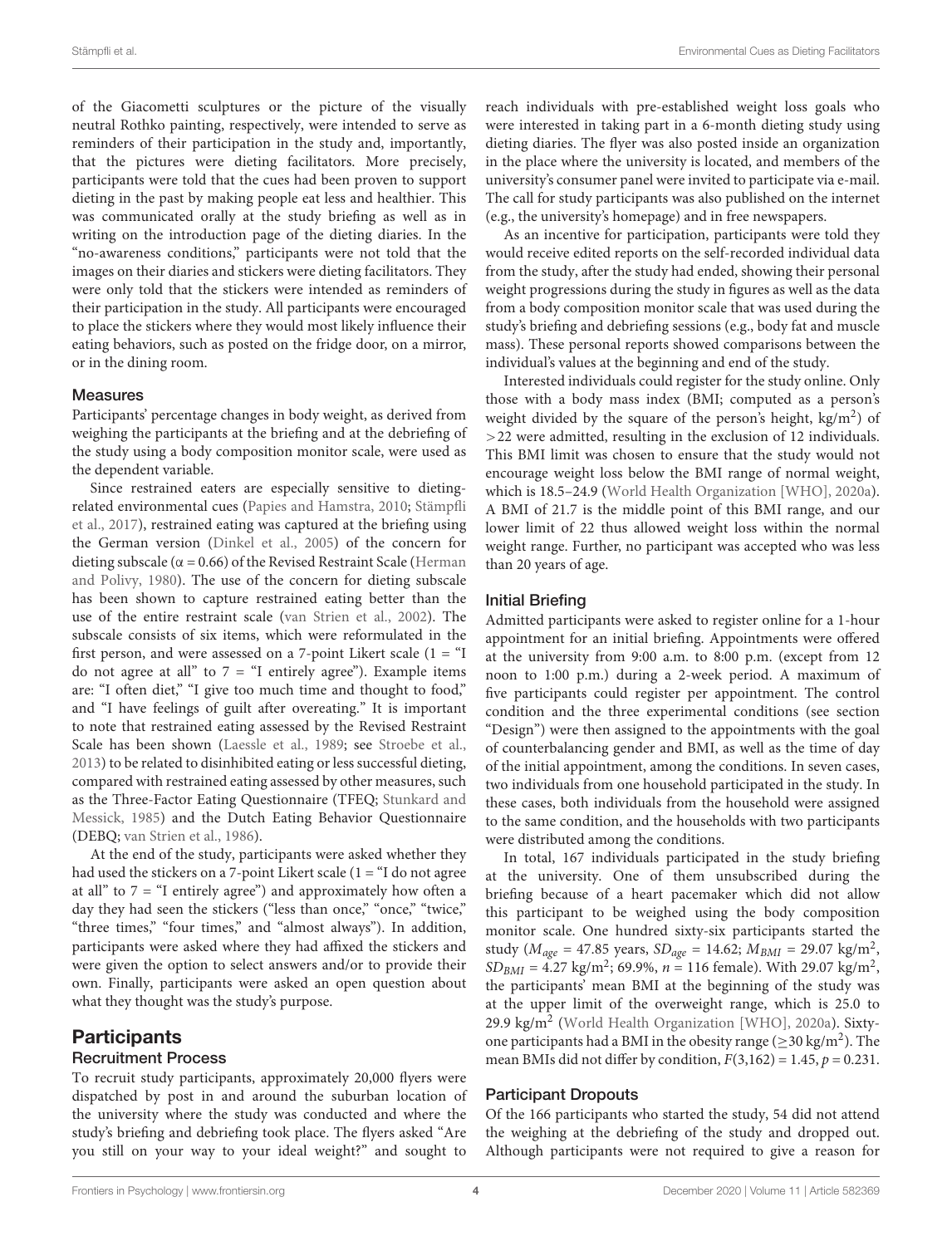of the Giacometti sculptures or the picture of the visually neutral Rothko painting, respectively, were intended to serve as reminders of their participation in the study and, importantly, that the pictures were dieting facilitators. More precisely, participants were told that the cues had been proven to support dieting in the past by making people eat less and healthier. This was communicated orally at the study briefing as well as in writing on the introduction page of the dieting diaries. In the "no-awareness conditions," participants were not told that the images on their diaries and stickers were dieting facilitators. They were only told that the stickers were intended as reminders of their participation in the study. All participants were encouraged to place the stickers where they would most likely influence their eating behaviors, such as posted on the fridge door, on a mirror, or in the dining room.

### Measures

Participants' percentage changes in body weight, as derived from weighing the participants at the briefing and at the debriefing of the study using a body composition monitor scale, were used as the dependent variable.

Since restrained eaters are especially sensitive to dieting-related environmental cues (Papies and Hamstra, 2010; Stämpfli et al., 2017), restrained eating was captured at the briefing using the German version (Dinkel et al., 2005) of the concern for dieting subscale ($\alpha = 0.66$) of the Revised Restraint Scale (Herman and Polivy, 1980). The use of the concern for dieting subscale has been shown to capture restrained eating better than the use of the entire restraint scale (van Strien et al., 2002). The subscale consists of six items, which were reformulated in the first person, and were assessed on a 7-point Likert scale (1 = "I do not agree at all" to 7 = "I entirely agree"). Example items are: "I often diet," "I give too much time and thought to food," and "I have feelings of guilt after overeating." It is important to note that restrained eating assessed by the Revised Restraint Scale has been shown (Laessle et al., 1989; see Stroebe et al., 2013) to be related to disinhibited eating or less successful dieting, compared with restrained eating assessed by other measures, such as the Three-Factor Eating Questionnaire (TFEQ; Stunkard and Messick, 1985) and the Dutch Eating Behavior Questionnaire (DEBQ; van Strien et al., 1986).

At the end of the study, participants were asked whether they had used the stickers on a 7-point Likert scale (1 = "I do not agree at all" to 7 = "I entirely agree") and approximately how often a day they had seen the stickers ("less than once," "once," "twice," "three times," "four times," and "almost always"). In addition, participants were asked where they had affixed the stickers and were given the option to select answers and/or to provide their own. Finally, participants were asked an open question about what they thought was the study's purpose.

## Participants

### Recruitment Process

To recruit study participants, approximately 20,000 flyers were dispatched by post in and around the suburban location of the university where the study was conducted and where the study's briefing and debriefing took place. The flyers asked "Are you still on your way to your ideal weight?" and sought to reach individuals with pre-established weight loss goals who were interested in taking part in a 6-month dieting study using dieting diaries. The flyer was also posted inside an organization in the place where the university is located, and members of the university's consumer panel were invited to participate via e-mail. The call for study participants was also published on the internet (e.g., the university's homepage) and in free newspapers.

As an incentive for participation, participants were told they would receive edited reports on the self-recorded individual data from the study, after the study had ended, showing their personal weight progressions during the study in figures as well as the data from a body composition monitor scale that was used during the study's briefing and debriefing sessions (e.g., body fat and muscle mass). These personal reports showed comparisons between the individual's values at the beginning and end of the study.

Interested individuals could register for the study online. Only those with a body mass index (BMI; computed as a person's weight divided by the square of the person's height, kg/m$^2$) of >22 were admitted, resulting in the exclusion of 12 individuals. This BMI limit was chosen to ensure that the study would not encourage weight loss below the BMI range of normal weight, which is 18.5–24.9 (World Health Organization [WHO], 2020a). A BMI of 21.7 is the middle point of this BMI range, and our lower limit of 22 thus allowed weight loss within the normal weight range. Further, no participant was accepted who was less than 20 years of age.

### Initial Briefing

Admitted participants were asked to register online for a 1-hour appointment for an initial briefing. Appointments were offered at the university from 9:00 a.m. to 8:00 p.m. (except from 12 noon to 1:00 p.m.) during a 2-week period. A maximum of five participants could register per appointment. The control condition and the three experimental conditions (see section "Design") were then assigned to the appointments with the goal of counterbalancing gender and BMI, as well as the time of day of the initial appointment, among the conditions. In seven cases, two individuals from one household participated in the study. In these cases, both individuals from the household were assigned to the same condition, and the households with two participants were distributed among the conditions.

In total, 167 individuals participated in the study briefing at the university. One of them unsubscribed during the briefing because of a heart pacemaker which did not allow this participant to be weighed using the body composition monitor scale. One hundred sixty-six participants started the study ($M_{age}$ = 47.85 years, $SD_{age}$ = 14.62; $M_{BMI}$ = 29.07 kg/m$^2$, $SD_{BMI}$ = 4.27 kg/m$^2$; 69.9%, $n$ = 116 female). With 29.07 kg/m$^2$, the participants' mean BMI at the beginning of the study was at the upper limit of the overweight range, which is 25.0 to 29.9 kg/m$^2$ (World Health Organization [WHO], 2020a). Sixty-one participants had a BMI in the obesity range ($\geq$30 kg/m$^2$). The mean BMIs did not differ by condition, $F(3,162) = 1.45$, $p = 0.231$.

### Participant Dropouts

Of the 166 participants who started the study, 54 did not attend the weighing at the debriefing of the study and dropped out. Although participants were not required to give a reason for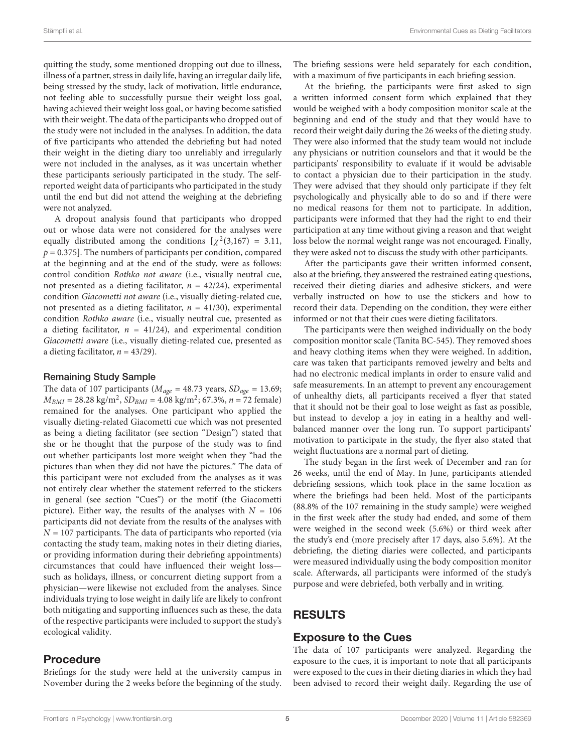quitting the study, some mentioned dropping out due to illness, illness of a partner, stress in daily life, having an irregular daily life, being stressed by the study, lack of motivation, little endurance, not feeling able to successfully pursue their weight loss goal, having achieved their weight loss goal, or having become satisfied with their weight. The data of the participants who dropped out of the study were not included in the analyses. In addition, the data of five participants who attended the debriefing but had noted their weight in the dieting diary too unreliably and irregularly were not included in the analyses, as it was uncertain whether these participants seriously participated in the study. The self-reported weight data of participants who participated in the study until the end but did not attend the weighing at the debriefing were not analyzed.

A dropout analysis found that participants who dropped out or whose data were not considered for the analyses were equally distributed among the conditions [$\chi^2(3,167) = 3.11$, $p = 0.375$]. The numbers of participants per condition, compared at the beginning and at the end of the study, were as follows: control condition *Rothko not aware* (i.e., visually neutral cue, not presented as a dieting facilitator, $n = 42/24$), experimental condition *Giacometti not aware* (i.e., visually dieting-related cue, not presented as a dieting facilitator, $n = 41/30$), experimental condition *Rothko aware* (i.e., visually neutral cue, presented as a dieting facilitator, $n = 41/24$), and experimental condition *Giacometti aware* (i.e., visually dieting-related cue, presented as a dieting facilitator, $n = 43/29$).

### Remaining Study Sample

The data of 107 participants ($M_{age} = 48.73$ years, $SD_{age} = 13.69$; $M_{BMI} = 28.28$ kg/m$^2$, $SD_{BMI} = 4.08$ kg/m$^2$; 67.3%, $n = 72$ female) remained for the analyses. One participant who applied the visually dieting-related Giacometti cue which was not presented as being a dieting facilitator (see section "Design") stated that she or he thought that the purpose of the study was to find out whether participants lost more weight when they "had the pictures than when they did not have the pictures." The data of this participant were not excluded from the analyses as it was not entirely clear whether the statement referred to the stickers in general (see section "Cues") or the motif (the Giacometti picture). Either way, the results of the analyses with $N = 106$ participants did not deviate from the results of the analyses with $N = 107$ participants. The data of participants who reported (via contacting the study team, making notes in their dieting diaries, or providing information during their debriefing appointments) circumstances that could have influenced their weight loss—such as holidays, illness, or concurrent dieting support from a physician—were likewise not excluded from the analyses. Since individuals trying to lose weight in daily life are likely to confront both mitigating and supporting influences such as these, the data of the respective participants were included to support the study's ecological validity.

## Procedure

Briefings for the study were held at the university campus in November during the 2 weeks before the beginning of the study. The briefing sessions were held separately for each condition, with a maximum of five participants in each briefing session.

At the briefing, the participants were first asked to sign a written informed consent form which explained that they would be weighed with a body composition monitor scale at the beginning and end of the study and that they would have to record their weight daily during the 26 weeks of the dieting study. They were also informed that the study team would not include any physicians or nutrition counselors and that it would be the participants' responsibility to evaluate if it would be advisable to contact a physician due to their participation in the study. They were advised that they should only participate if they felt psychologically and physically able to do so and if there were no medical reasons for them not to participate. In addition, participants were informed that they had the right to end their participation at any time without giving a reason and that weight loss below the normal weight range was not encouraged. Finally, they were asked not to discuss the study with other participants.

After the participants gave their written informed consent, also at the briefing, they answered the restrained eating questions, received their dieting diaries and adhesive stickers, and were verbally instructed on how to use the stickers and how to record their data. Depending on the condition, they were either informed or not that their cues were dieting facilitators.

The participants were then weighed individually on the body composition monitor scale (Tanita BC-545). They removed shoes and heavy clothing items when they were weighed. In addition, care was taken that participants removed jewelry and belts and had no electronic medical implants in order to ensure valid and safe measurements. In an attempt to prevent any encouragement of unhealthy diets, all participants received a flyer that stated that it should not be their goal to lose weight as fast as possible, but instead to develop a joy in eating in a healthy and well-balanced manner over the long run. To support participants' motivation to participate in the study, the flyer also stated that weight fluctuations are a normal part of dieting.

The study began in the first week of December and ran for 26 weeks, until the end of May. In June, participants attended debriefing sessions, which took place in the same location as where the briefings had been held. Most of the participants (88.8% of the 107 remaining in the study sample) were weighed in the first week after the study had ended, and some of them were weighed in the second week (5.6%) or third week after the study's end (more precisely after 17 days, also 5.6%). At the debriefing, the dieting diaries were collected, and participants were measured individually using the body composition monitor scale. Afterwards, all participants were informed of the study's purpose and were debriefed, both verbally and in writing.

# RESULTS

## Exposure to the Cues

The data of 107 participants were analyzed. Regarding the exposure to the cues, it is important to note that all participants were exposed to the cues in their dieting diaries in which they had been advised to record their weight daily. Regarding the use of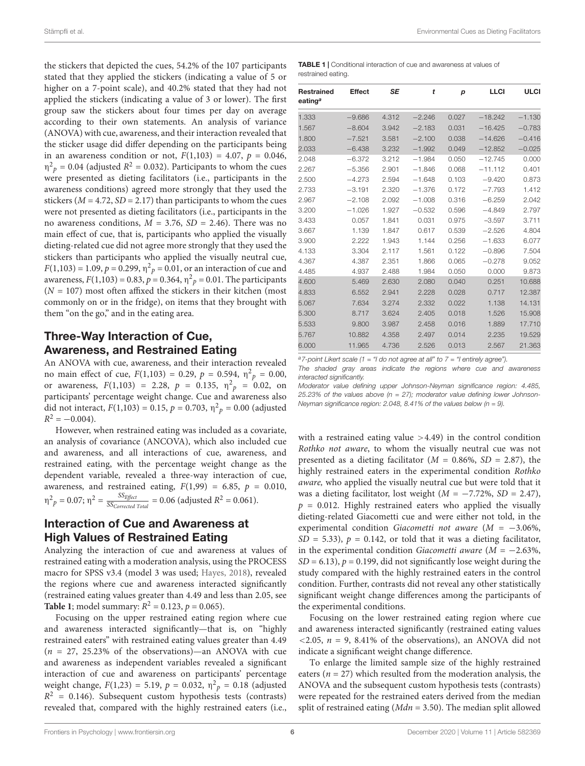the stickers that depicted the cues, 54.2% of the 107 participants stated that they applied the stickers (indicating a value of 5 or higher on a 7-point scale), and 40.2% stated that they had not applied the stickers (indicating a value of 3 or lower). The first group saw the stickers about four times per day on average according to their own statements. An analysis of variance (ANOVA) with cue, awareness, and their interaction revealed that the sticker usage did differ depending on the participants being in an awareness condition or not, $F(1,103) = 4.07$, $p = 0.046$, $\eta^2_p = 0.04$ (adjusted $R^2 = 0.032$). Participants to whom the cues were presented as dieting facilitators (i.e., participants in the awareness conditions) agreed more strongly that they used the stickers ($M = 4.72$, $SD = 2.17$) than participants to whom the cues were not presented as dieting facilitators (i.e., participants in the no awareness conditions, $M = 3.76$, $SD = 2.46$). There was no main effect of cue, that is, participants who applied the visually dieting-related cue did not agree more strongly that they used the stickers than participants who applied the visually neutral cue, $F(1,103) = 1.09$, $p = 0.299$, $\eta^2_p = 0.01$, or an interaction of cue and awareness, $F(1,103) = 0.83$, $p = 0.364$, $\eta^2_p = 0.01$. The participants ($N = 107$) most often affixed the stickers in their kitchen (most commonly on or in the fridge), on items that they brought with them "on the go," and in the eating area.

## Three-Way Interaction of Cue, Awareness, and Restrained Eating

An ANOVA with cue, awareness, and their interaction revealed no main effect of cue, $F(1,103) = 0.29$, $p = 0.594$, $\eta^2_p = 0.00$, or awareness, $F(1,103) = 2.28$, $p = 0.135$, $\eta^2_p = 0.02$, on participants' percentage weight change. Cue and awareness also did not interact, $F(1,103) = 0.15$, $p = 0.703$, $\eta^2_p = 0.00$ (adjusted $R^2 = -0.004$).

However, when restrained eating was included as a covariate, an analysis of covariance (ANCOVA), which also included cue and awareness, and all interactions of cue, awareness, and restrained eating, with the percentage weight change as the dependent variable, revealed a three-way interaction of cue, awareness, and restrained eating, $F(1,99) = 6.85$, $p = 0.010$, $\eta^2_p = 0.07$; $\eta^2 = \frac{SS_{Effect}}{SS_{Corrected\ Total}} = 0.06$ (adjusted $R^2 = 0.061$).

## Interaction of Cue and Awareness at High Values of Restrained Eating

Analyzing the interaction of cue and awareness at values of restrained eating with a moderation analysis, using the PROCESS macro for SPSS v3.4 (model 3 was used; Hayes, 2018), revealed the regions where cue and awareness interacted significantly (restrained eating values greater than 4.49 and less than 2.05, see **Table 1**; model summary: $R^2 = 0.123$, $p = 0.065$).

Focusing on the upper restrained eating region where cue and awareness interacted significantly—that is, on "highly restrained eaters" with restrained eating values greater than 4.49 ($n = 27$, 25.23% of the observations)—an ANOVA with cue and awareness as independent variables revealed a significant interaction of cue and awareness on participants' percentage weight change, $F(1,23) = 5.19$, $p = 0.032$, $\eta^2_p = 0.18$ (adjusted $R^2 = 0.146$). Subsequent custom hypothesis tests (contrasts) revealed that, compared with the highly restrained eaters (i.e., with a restrained eating value >4.49) in the control condition *Rothko not aware*, to whom the visually neutral cue was not presented as a dieting facilitator ($M = 0.86\%$, $SD = 2.87$), the highly restrained eaters in the experimental condition *Rothko aware*, who applied the visually neutral cue but were told that it was a dieting facilitator, lost weight ($M = -7.72\%$, $SD = 2.47$), $p = 0.012$. Highly restrained eaters who applied the visually dieting-related Giacometti cue and were either not told, in the experimental condition *Giacometti not aware* ($M = -3.06\%$, $SD = 5.33$), $p = 0.142$, or told that it was a dieting facilitator, in the experimental condition *Giacometti aware* ($M = -2.63\%$, $SD = 6.13$), $p = 0.199$, did not significantly lose weight during the study compared with the highly restrained eaters in the control condition. Further, contrasts did not reveal any other statistically significant weight change differences among the participants of the experimental conditions.

Focusing on the lower restrained eating region where cue and awareness interacted significantly (restrained eating values <2.05, $n = 9$, 8.41% of the observations), an ANOVA did not indicate a significant weight change difference.

To enlarge the limited sample size of the highly restrained eaters ($n = 27$) which resulted from the moderation analysis, the ANOVA and the subsequent custom hypothesis tests (contrasts) were repeated for the restrained eaters derived from the median split of restrained eating ($Mdn = 3.50$). The median split allowed

**TABLE 1** | Conditional interaction of cue and awareness at values of restrained eating.

| Restrained eating[a] | Effect | *SE* | *t* | *p* | LLCI | ULCI |
|---|---|---|---|---|---|---|
| 1.333 | −9.686 | 4.312 | −2.246 | 0.027 | −18.242 | −1.130 |
| 1.567 | −8.604 | 3.942 | −2.183 | 0.031 | −16.425 | −0.783 |
| 1.800 | −7.521 | 3.581 | −2.100 | 0.038 | −14.626 | −0.416 |
| 2.033 | −6.438 | 3.232 | −1.992 | 0.049 | −12.852 | −0.025 |
| 2.048 | −6.372 | 3.212 | −1.984 | 0.050 | −12.745 | 0.000 |
| 2.267 | −5.356 | 2.901 | −1.846 | 0.068 | −11.112 | 0.401 |
| 2.500 | −4.273 | 2.594 | −1.648 | 0.103 | −9.420 | 0.873 |
| 2.733 | −3.191 | 2.320 | −1.376 | 0.172 | −7.793 | 1.412 |
| 2.967 | −2.108 | 2.092 | −1.008 | 0.316 | −6.259 | 2.042 |
| 3.200 | −1.026 | 1.927 | −0.532 | 0.596 | −4.849 | 2.797 |
| 3.433 | 0.057 | 1.841 | 0.031 | 0.975 | −3.597 | 3.711 |
| 3.667 | 1.139 | 1.847 | 0.617 | 0.539 | −2.526 | 4.804 |
| 3.900 | 2.222 | 1.943 | 1.144 | 0.256 | −1.633 | 6.077 |
| 4.133 | 3.304 | 2.117 | 1.561 | 0.122 | −0.896 | 7.504 |
| 4.367 | 4.387 | 2.351 | 1.866 | 0.065 | −0.278 | 9.052 |
| 4.485 | 4.937 | 2.488 | 1.984 | 0.050 | 0.000 | 9.873 |
| 4.600 | 5.469 | 2.630 | 2.080 | 0.040 | 0.251 | 10.688 |
| 4.833 | 6.552 | 2.941 | 2.228 | 0.028 | 0.717 | 12.387 |
| 5.067 | 7.634 | 3.274 | 2.332 | 0.022 | 1.138 | 14.131 |
| 5.300 | 8.717 | 3.624 | 2.405 | 0.018 | 1.526 | 15.908 |
| 5.533 | 9.800 | 3.987 | 2.458 | 0.016 | 1.889 | 17.710 |
| 5.767 | 10.882 | 4.358 | 2.497 | 0.014 | 2.235 | 19.529 |
| 6.000 | 11.965 | 4.736 | 2.526 | 0.013 | 2.567 | 21.363 |

[a] 7-point Likert scale (1 = "I do not agree at all" to 7 = "I entirely agree").
*The shaded gray areas indicate the regions where cue and awareness interacted significantly.*
*Moderator value defining upper Johnson-Neyman significance region: 4.485, 25.23% of the values above (n = 27); moderator value defining lower Johnson-Neyman significance region: 2.048, 8.41% of the values below (n = 9).*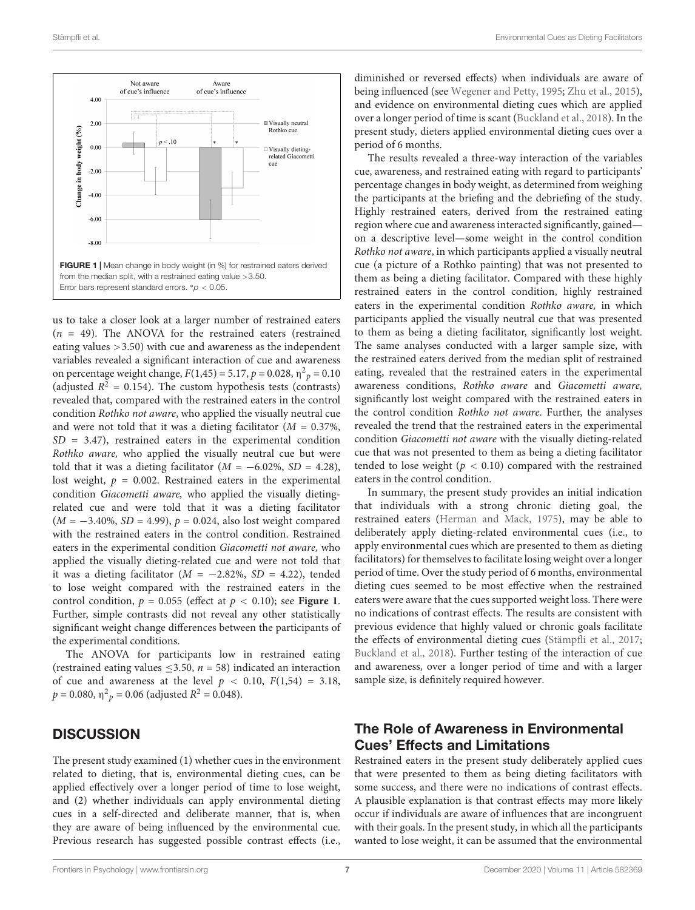FIGURE 1 | Mean change in body weight (in %) for restrained eaters derived from the median split, with a restrained eating value >3.50. Error bars represent standard errors. *$p < 0.05$.

us to take a closer look at a larger number of restrained eaters ($n$ = 49). The ANOVA for the restrained eaters (restrained eating values >3.50) with cue and awareness as the independent variables revealed a significant interaction of cue and awareness on percentage weight change, $F(1,45) = 5.17$, $p = 0.028$, $\eta^2_p = 0.10$ (adjusted $R^2 = 0.154$). The custom hypothesis tests (contrasts) revealed that, compared with the restrained eaters in the control condition *Rothko not aware*, who applied the visually neutral cue and were not told that it was a dieting facilitator ($M$ = 0.37%, $SD$ = 3.47), restrained eaters in the experimental condition *Rothko aware,* who applied the visually neutral cue but were told that it was a dieting facilitator ($M$ = −6.02%, $SD$ = 4.28), lost weight, $p = 0.002$. Restrained eaters in the experimental condition *Giacometti aware,* who applied the visually dieting-related cue and were told that it was a dieting facilitator ($M$ = −3.40%, $SD$ = 4.99), $p = 0.024$, also lost weight compared with the restrained eaters in the control condition. Restrained eaters in the experimental condition *Giacometti not aware,* who applied the visually dieting-related cue and were not told that it was a dieting facilitator ($M$ = −2.82%, $SD$ = 4.22), tended to lose weight compared with the restrained eaters in the control condition, $p = 0.055$ (effect at $p < 0.10$); see **Figure 1**. Further, simple contrasts did not reveal any other statistically significant weight change differences between the participants of the experimental conditions.

The ANOVA for participants low in restrained eating (restrained eating values ≤3.50, $n$ = 58) indicated an interaction of cue and awareness at the level $p < 0.10$, $F(1,54) = 3.18$, $p = 0.080$, $\eta^2_p = 0.06$ (adjusted $R^2 = 0.048$).

## DISCUSSION

The present study examined (1) whether cues in the environment related to dieting, that is, environmental dieting cues, can be applied effectively over a longer period of time to lose weight, and (2) whether individuals can apply environmental dieting cues in a self-directed and deliberate manner, that is, when they are aware of being influenced by the environmental cue. Previous research has suggested possible contrast effects (i.e., diminished or reversed effects) when individuals are aware of being influenced (see Wegener and Petty, 1995; Zhu et al., 2015), and evidence on environmental dieting cues which are applied over a longer period of time is scant (Buckland et al., 2018). In the present study, dieters applied environmental dieting cues over a period of 6 months.

The results revealed a three-way interaction of the variables cue, awareness, and restrained eating with regard to participants' percentage changes in body weight, as determined from weighing the participants at the briefing and the debriefing of the study. Highly restrained eaters, derived from the restrained eating region where cue and awareness interacted significantly, gained—on a descriptive level—some weight in the control condition *Rothko not aware*, in which participants applied a visually neutral cue (a picture of a Rothko painting) that was not presented to them as being a dieting facilitator. Compared with these highly restrained eaters in the control condition, highly restrained eaters in the experimental condition *Rothko aware,* in which participants applied the visually neutral cue that was presented to them as being a dieting facilitator, significantly lost weight. The same analyses conducted with a larger sample size, with the restrained eaters derived from the median split of restrained eating, revealed that the restrained eaters in the experimental awareness conditions, *Rothko aware* and *Giacometti aware,* significantly lost weight compared with the restrained eaters in the control condition *Rothko not aware*. Further, the analyses revealed the trend that the restrained eaters in the experimental condition *Giacometti not aware* with the visually dieting-related cue that was not presented to them as being a dieting facilitator tended to lose weight ($p < 0.10$) compared with the restrained eaters in the control condition.

In summary, the present study provides an initial indication that individuals with a strong chronic dieting goal, the restrained eaters (Herman and Mack, 1975), may be able to deliberately apply dieting-related environmental cues (i.e., to apply environmental cues which are presented to them as dieting facilitators) for themselves to facilitate losing weight over a longer period of time. Over the study period of 6 months, environmental dieting cues seemed to be most effective when the restrained eaters were aware that the cues supported weight loss. There were no indications of contrast effects. The results are consistent with previous evidence that highly valued or chronic goals facilitate the effects of environmental dieting cues (Stämpfli et al., 2017; Buckland et al., 2018). Further testing of the interaction of cue and awareness, over a longer period of time and with a larger sample size, is definitely required however.

### The Role of Awareness in Environmental Cues' Effects and Limitations

Restrained eaters in the present study deliberately applied cues that were presented to them as being dieting facilitators with some success, and there were no indications of contrast effects. A plausible explanation is that contrast effects may more likely occur if individuals are aware of influences that are incongruent with their goals. In the present study, in which all the participants wanted to lose weight, it can be assumed that the environmental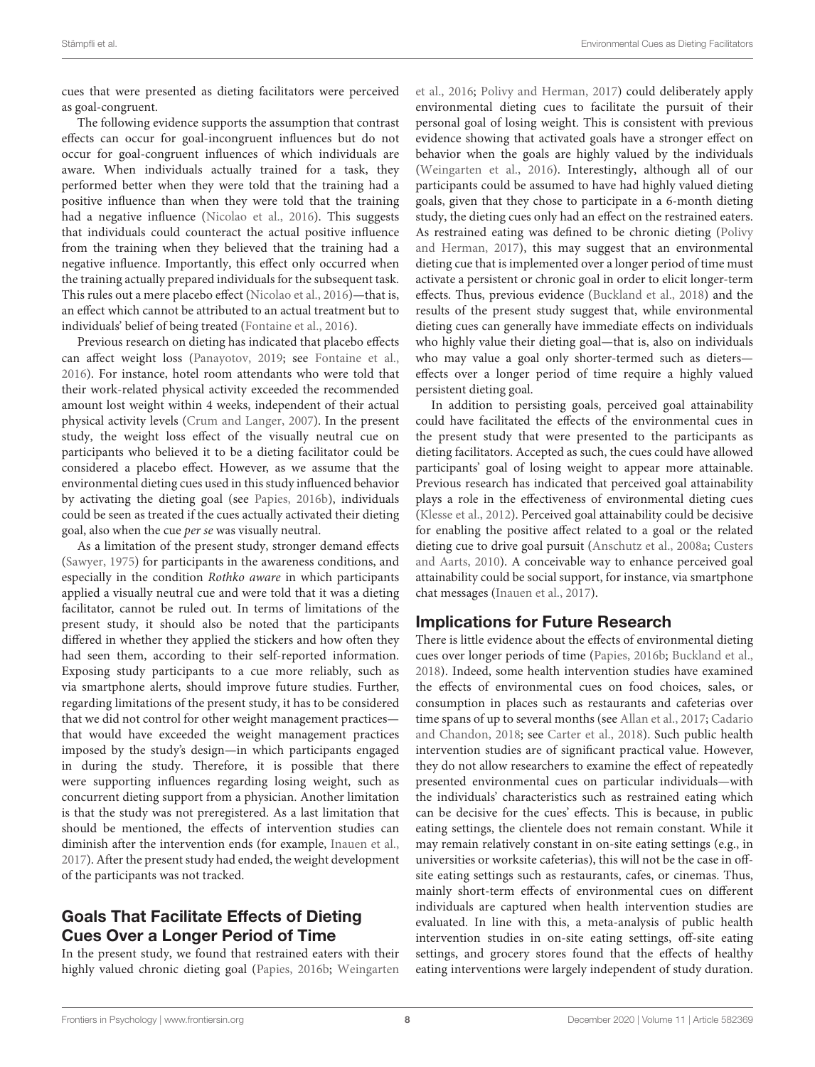cues that were presented as dieting facilitators were perceived as goal-congruent.

The following evidence supports the assumption that contrast effects can occur for goal-incongruent influences but do not occur for goal-congruent influences of which individuals are aware. When individuals actually trained for a task, they performed better when they were told that the training had a positive influence than when they were told that the training had a negative influence (Nicolao et al., 2016). This suggests that individuals could counteract the actual positive influence from the training when they believed that the training had a negative influence. Importantly, this effect only occurred when the training actually prepared individuals for the subsequent task. This rules out a mere placebo effect (Nicolao et al., 2016)—that is, an effect which cannot be attributed to an actual treatment but to individuals' belief of being treated (Fontaine et al., 2016).

Previous research on dieting has indicated that placebo effects can affect weight loss (Panayotov, 2019; see Fontaine et al., 2016). For instance, hotel room attendants who were told that their work-related physical activity exceeded the recommended amount lost weight within 4 weeks, independent of their actual physical activity levels (Crum and Langer, 2007). In the present study, the weight loss effect of the visually neutral cue on participants who believed it to be a dieting facilitator could be considered a placebo effect. However, as we assume that the environmental dieting cues used in this study influenced behavior by activating the dieting goal (see Papies, 2016b), individuals could be seen as treated if the cues actually activated their dieting goal, also when the cue *per se* was visually neutral.

As a limitation of the present study, stronger demand effects (Sawyer, 1975) for participants in the awareness conditions, and especially in the condition *Rothko aware* in which participants applied a visually neutral cue and were told that it was a dieting facilitator, cannot be ruled out. In terms of limitations of the present study, it should also be noted that the participants differed in whether they applied the stickers and how often they had seen them, according to their self-reported information. Exposing study participants to a cue more reliably, such as via smartphone alerts, should improve future studies. Further, regarding limitations of the present study, it has to be considered that we did not control for other weight management practices—that would have exceeded the weight management practices imposed by the study's design—in which participants engaged in during the study. Therefore, it is possible that there were supporting influences regarding losing weight, such as concurrent dieting support from a physician. Another limitation is that the study was not preregistered. As a last limitation that should be mentioned, the effects of intervention studies can diminish after the intervention ends (for example, Inauen et al., 2017). After the present study had ended, the weight development of the participants was not tracked.

## Goals That Facilitate Effects of Dieting Cues Over a Longer Period of Time

In the present study, we found that restrained eaters with their highly valued chronic dieting goal (Papies, 2016b; Weingarten et al., 2016; Polivy and Herman, 2017) could deliberately apply environmental dieting cues to facilitate the pursuit of their personal goal of losing weight. This is consistent with previous evidence showing that activated goals have a stronger effect on behavior when the goals are highly valued by the individuals (Weingarten et al., 2016). Interestingly, although all of our participants could be assumed to have had highly valued dieting goals, given that they chose to participate in a 6-month dieting study, the dieting cues only had an effect on the restrained eaters. As restrained eating was defined to be chronic dieting (Polivy and Herman, 2017), this may suggest that an environmental dieting cue that is implemented over a longer period of time must activate a persistent or chronic goal in order to elicit longer-term effects. Thus, previous evidence (Buckland et al., 2018) and the results of the present study suggest that, while environmental dieting cues can generally have immediate effects on individuals who highly value their dieting goal—that is, also on individuals who may value a goal only shorter-termed such as dieters—effects over a longer period of time require a highly valued persistent dieting goal.

In addition to persisting goals, perceived goal attainability could have facilitated the effects of the environmental cues in the present study that were presented to the participants as dieting facilitators. Accepted as such, the cues could have allowed participants' goal of losing weight to appear more attainable. Previous research has indicated that perceived goal attainability plays a role in the effectiveness of environmental dieting cues (Klesse et al., 2012). Perceived goal attainability could be decisive for enabling the positive affect related to a goal or the related dieting cue to drive goal pursuit (Anschutz et al., 2008a; Custers and Aarts, 2010). A conceivable way to enhance perceived goal attainability could be social support, for instance, via smartphone chat messages (Inauen et al., 2017).

## Implications for Future Research

There is little evidence about the effects of environmental dieting cues over longer periods of time (Papies, 2016b; Buckland et al., 2018). Indeed, some health intervention studies have examined the effects of environmental cues on food choices, sales, or consumption in places such as restaurants and cafeterias over time spans of up to several months (see Allan et al., 2017; Cadario and Chandon, 2018; see Carter et al., 2018). Such public health intervention studies are of significant practical value. However, they do not allow researchers to examine the effect of repeatedly presented environmental cues on particular individuals—with the individuals' characteristics such as restrained eating which can be decisive for the cues' effects. This is because, in public eating settings, the clientele does not remain constant. While it may remain relatively constant in on-site eating settings (e.g., in universities or worksite cafeterias), this will not be the case in off-site eating settings such as restaurants, cafes, or cinemas. Thus, mainly short-term effects of environmental cues on different individuals are captured when health intervention studies are evaluated. In line with this, a meta-analysis of public health intervention studies in on-site eating settings, off-site eating settings, and grocery stores found that the effects of healthy eating interventions were largely independent of study duration.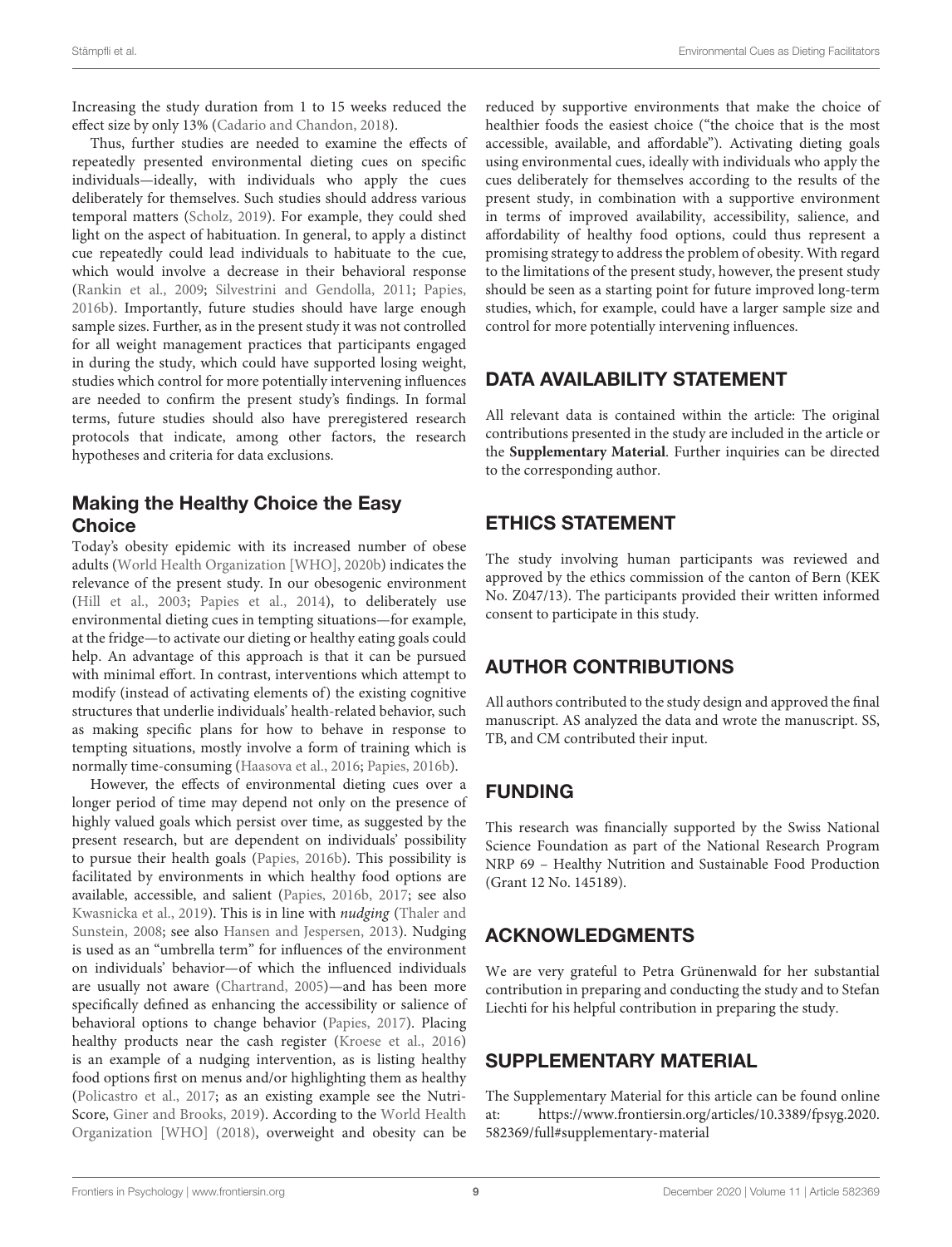Increasing the study duration from 1 to 15 weeks reduced the effect size by only 13% (Cadario and Chandon, 2018).

Thus, further studies are needed to examine the effects of repeatedly presented environmental dieting cues on specific individuals—ideally, with individuals who apply the cues deliberately for themselves. Such studies should address various temporal matters (Scholz, 2019). For example, they could shed light on the aspect of habituation. In general, to apply a distinct cue repeatedly could lead individuals to habituate to the cue, which would involve a decrease in their behavioral response (Rankin et al., 2009; Silvestrini and Gendolla, 2011; Papies, 2016b). Importantly, future studies should have large enough sample sizes. Further, as in the present study it was not controlled for all weight management practices that participants engaged in during the study, which could have supported losing weight, studies which control for more potentially intervening influences are needed to confirm the present study's findings. In formal terms, future studies should also have preregistered research protocols that indicate, among other factors, the research hypotheses and criteria for data exclusions.

### Making the Healthy Choice the Easy Choice

Today's obesity epidemic with its increased number of obese adults (World Health Organization [WHO], 2020b) indicates the relevance of the present study. In our obesogenic environment (Hill et al., 2003; Papies et al., 2014), to deliberately use environmental dieting cues in tempting situations—for example, at the fridge—to activate our dieting or healthy eating goals could help. An advantage of this approach is that it can be pursued with minimal effort. In contrast, interventions which attempt to modify (instead of activating elements of) the existing cognitive structures that underlie individuals' health-related behavior, such as making specific plans for how to behave in response to tempting situations, mostly involve a form of training which is normally time-consuming (Haasova et al., 2016; Papies, 2016b).

However, the effects of environmental dieting cues over a longer period of time may depend not only on the presence of highly valued goals which persist over time, as suggested by the present research, but are dependent on individuals' possibility to pursue their health goals (Papies, 2016b). This possibility is facilitated by environments in which healthy food options are available, accessible, and salient (Papies, 2016b, 2017; see also Kwasnicka et al., 2019). This is in line with *nudging* (Thaler and Sunstein, 2008; see also Hansen and Jespersen, 2013). Nudging is used as an "umbrella term" for influences of the environment on individuals' behavior—of which the influenced individuals are usually not aware (Chartrand, 2005)—and has been more specifically defined as enhancing the accessibility or salience of behavioral options to change behavior (Papies, 2017). Placing healthy products near the cash register (Kroese et al., 2016) is an example of a nudging intervention, as is listing healthy food options first on menus and/or highlighting them as healthy (Policastro et al., 2017; as an existing example see the Nutri-Score, Giner and Brooks, 2019). According to the World Health Organization [WHO] (2018), overweight and obesity can be reduced by supportive environments that make the choice of healthier foods the easiest choice ("the choice that is the most accessible, available, and affordable"). Activating dieting goals using environmental cues, ideally with individuals who apply the cues deliberately for themselves according to the results of the present study, in combination with a supportive environment in terms of improved availability, accessibility, salience, and affordability of healthy food options, could thus represent a promising strategy to address the problem of obesity. With regard to the limitations of the present study, however, the present study should be seen as a starting point for future improved long-term studies, which, for example, could have a larger sample size and control for more potentially intervening influences.

## DATA AVAILABILITY STATEMENT

All relevant data is contained within the article: The original contributions presented in the study are included in the article or the **Supplementary Material**. Further inquiries can be directed to the corresponding author.

## ETHICS STATEMENT

The study involving human participants was reviewed and approved by the ethics commission of the canton of Bern (KEK No. Z047/13). The participants provided their written informed consent to participate in this study.

## AUTHOR CONTRIBUTIONS

All authors contributed to the study design and approved the final manuscript. AS analyzed the data and wrote the manuscript. SS, TB, and CM contributed their input.

## FUNDING

This research was financially supported by the Swiss National Science Foundation as part of the National Research Program NRP 69 – Healthy Nutrition and Sustainable Food Production (Grant 12 No. 145189).

## ACKNOWLEDGMENTS

We are very grateful to Petra Grünenwald for her substantial contribution in preparing and conducting the study and to Stefan Liechti for his helpful contribution in preparing the study.

## SUPPLEMENTARY MATERIAL

The Supplementary Material for this article can be found online at: https://www.frontiersin.org/articles/10.3389/fpsyg.2020.582369/full#supplementary-material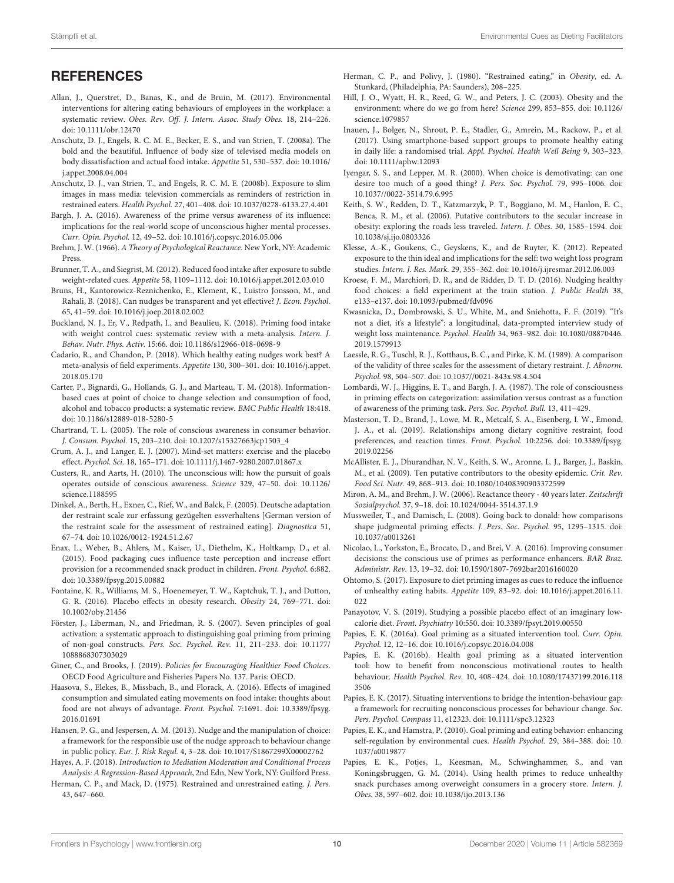## REFERENCES

Allan, J., Querstret, D., Banas, K., and de Bruin, M. (2017). Environmental interventions for altering eating behaviours of employees in the workplace: a systematic review. *Obes. Rev. Off. J. Intern. Assoc. Study Obes.* 18, 214–226. doi: 10.1111/obr.12470

Anschutz, D. J., Engels, R. C. M. E., Becker, E. S., and van Strien, T. (2008a). The bold and the beautiful. Influence of body size of televised media models on body dissatisfaction and actual food intake. *Appetite* 51, 530–537. doi: 10.1016/j.appet.2008.04.004

Anschutz, D. J., van Strien, T., and Engels, R. C. M. E. (2008b). Exposure to slim images in mass media: television commercials as reminders of restriction in restrained eaters. *Health Psychol.* 27, 401–408. doi: 10.1037/0278-6133.27.4.401

Bargh, J. A. (2016). Awareness of the prime versus awareness of its influence: implications for the real-world scope of unconscious higher mental processes. *Curr. Opin. Psychol.* 12, 49–52. doi: 10.1016/j.copsyc.2016.05.006

Brehm, J. W. (1966). *A Theory of Psychological Reactance*. New York, NY: Academic Press.

Brunner, T. A., and Siegrist, M. (2012). Reduced food intake after exposure to subtle weight-related cues. *Appetite* 58, 1109–1112. doi: 10.1016/j.appet.2012.03.010

Bruns, H., Kantorowicz-Reznichenko, E., Klement, K., Luistro Jonsson, M., and Rahali, B. (2018). Can nudges be transparent and yet effective? *J. Econ. Psychol.* 65, 41–59. doi: 10.1016/j.joep.2018.02.002

Buckland, N. J., Er, V., Redpath, I., and Beaulieu, K. (2018). Priming food intake with weight control cues: systematic review with a meta-analysis. *Intern. J. Behav. Nutr. Phys. Activ.* 15:66. doi: 10.1186/s12966-018-0698-9

Cadario, R., and Chandon, P. (2018). Which healthy eating nudges work best? A meta-analysis of field experiments. *Appetite* 130, 300–301. doi: 10.1016/j.appet.2018.05.170

Carter, P., Bignardi, G., Hollands, G. J., and Marteau, T. M. (2018). Information-based cues at point of choice to change selection and consumption of food, alcohol and tobacco products: a systematic review. *BMC Public Health* 18:418. doi: 10.1186/s12889-018-5280-5

Chartrand, T. L. (2005). The role of conscious awareness in consumer behavior. *J. Consum. Psychol.* 15, 203–210. doi: 10.1207/s15327663jcp1503_4

Crum, A. J., and Langer, E. J. (2007). Mind-set matters: exercise and the placebo effect. *Psychol. Sci.* 18, 165–171. doi: 10.1111/j.1467-9280.2007.01867.x

Custers, R., and Aarts, H. (2010). The unconscious will: how the pursuit of goals operates outside of conscious awareness. *Science* 329, 47–50. doi: 10.1126/science.1188595

Dinkel, A., Berth, H., Exner, C., Rief, W., and Balck, F. (2005). Deutsche adaptation der restraint scale zur erfassung gezügelten essverhaltens [German version of the restraint scale for the assessment of restrained eating]. *Diagnostica* 51, 67–74. doi: 10.1026/0012-1924.51.2.67

Enax, L., Weber, B., Ahlers, M., Kaiser, U., Diethelm, K., Holtkamp, D., et al. (2015). Food packaging cues influence taste perception and increase effort provision for a recommended snack product in children. *Front. Psychol.* 6:882. doi: 10.3389/fpsyg.2015.00882

Fontaine, K. R., Williams, M. S., Hoenemeyer, T. W., Kaptchuk, T. J., and Dutton, G. R. (2016). Placebo effects in obesity research. *Obesity* 24, 769–771. doi: 10.1002/oby.21456

Förster, J., Liberman, N., and Friedman, R. S. (2007). Seven principles of goal activation: a systematic approach to distinguishing goal priming from priming of non-goal constructs. *Pers. Soc. Psychol. Rev.* 11, 211–233. doi: 10.1177/1088868307303029

Giner, C., and Brooks, J. (2019). *Policies for Encouraging Healthier Food Choices*. OECD Food Agriculture and Fisheries Papers No. 137. Paris: OECD.

Haasova, S., Elekes, B., Missbach, B., and Florack, A. (2016). Effects of imagined consumption and simulated eating movements on food intake: thoughts about food are not always of advantage. *Front. Psychol.* 7:1691. doi: 10.3389/fpsyg.2016.01691

Hansen, P. G., and Jespersen, A. M. (2013). Nudge and the manipulation of choice: a framework for the responsible use of the nudge approach to behaviour change in public policy. *Eur. J. Risk Regul.* 4, 3–28. doi: 10.1017/S1867299X00002762

Hayes, A. F. (2018). *Introduction to Mediation Moderation and Conditional Process Analysis: A Regression-Based Approach*, 2nd Edn, New York, NY: Guilford Press.

Herman, C. P., and Mack, D. (1975). Restrained and unrestrained eating. *J. Pers.* 43, 647–660.

Herman, C. P., and Polivy, J. (1980). "Restrained eating," in *Obesity*, ed. A. Stunkard, (Philadelphia, PA: Saunders), 208–225.

Hill, J. O., Wyatt, H. R., Reed, G. W., and Peters, J. C. (2003). Obesity and the environment: where do we go from here? *Science* 299, 853–855. doi: 10.1126/science.1079857

Inauen, J., Bolger, N., Shrout, P. E., Stadler, G., Amrein, M., Rackow, P., et al. (2017). Using smartphone-based support groups to promote healthy eating in daily life: a randomised trial. *Appl. Psychol. Health Well Being* 9, 303–323. doi: 10.1111/aphw.12093

Iyengar, S. S., and Lepper, M. R. (2000). When choice is demotivating: can one desire too much of a good thing? *J. Pers. Soc. Psychol.* 79, 995–1006. doi: 10.1037//0022-3514.79.6.995

Keith, S. W., Redden, D. T., Katzmarzyk, P. T., Boggiano, M. M., Hanlon, E. C., Benca, R. M., et al. (2006). Putative contributors to the secular increase in obesity: exploring the roads less traveled. *Intern. J. Obes.* 30, 1585–1594. doi: 10.1038/sj.ijo.0803326

Klesse, A.-K., Goukens, C., Geyskens, K., and de Ruyter, K. (2012). Repeated exposure to the thin ideal and implications for the self: two weight loss program studies. *Intern. J. Res. Mark.* 29, 355–362. doi: 10.1016/j.ijresmar.2012.06.003

Kroese, F. M., Marchiori, D. R., and de Ridder, D. T. D. (2016). Nudging healthy food choices: a field experiment at the train station. *J. Public Health* 38, e133–e137. doi: 10.1093/pubmed/fdv096

Kwasnicka, D., Dombrowski, S. U., White, M., and Sniehotta, F. F. (2019). "It's not a diet, it's a lifestyle": a longitudinal, data-prompted interview study of weight loss maintenance. *Psychol. Health* 34, 963–982. doi: 10.1080/08870446.2019.1579913

Laessle, R. G., Tuschl, R. J., Kotthaus, B. C., and Pirke, K. M. (1989). A comparison of the validity of three scales for the assessment of dietary restraint. *J. Abnorm. Psychol.* 98, 504–507. doi: 10.1037//0021-843x.98.4.504

Lombardi, W. J., Higgins, E. T., and Bargh, J. A. (1987). The role of consciousness in priming effects on categorization: assimilation versus contrast as a function of awareness of the priming task. *Pers. Soc. Psychol. Bull.* 13, 411–429.

Masterson, T. D., Brand, J., Lowe, M. R., Metcalf, S. A., Eisenberg, I. W., Emond, J. A., et al. (2019). Relationships among dietary cognitive restraint, food preferences, and reaction times. *Front. Psychol.* 10:2256. doi: 10.3389/fpsyg.2019.02256

McAllister, E. J., Dhurandhar, N. V., Keith, S. W., Aronne, L. J., Barger, J., Baskin, M., et al. (2009). Ten putative contributors to the obesity epidemic. *Crit. Rev. Food Sci. Nutr.* 49, 868–913. doi: 10.1080/10408390903372599

Miron, A. M., and Brehm, J. W. (2006). Reactance theory - 40 years later. *Zeitschrift Sozialpsychol.* 37, 9–18. doi: 10.1024/0044-3514.37.1.9

Mussweiler, T., and Damisch, L. (2008). Going back to donald: how comparisons shape judgmental priming effects. *J. Pers. Soc. Psychol.* 95, 1295–1315. doi: 10.1037/a0013261

Nicolao, L., Yorkston, E., Brocato, D., and Brei, V. A. (2016). Improving consumer decisions: the conscious use of primes as performance enhancers. *BAR Braz. Administr. Rev.* 13, 19–32. doi: 10.1590/1807-7692bar2016160020

Ohtomo, S. (2017). Exposure to diet priming images as cues to reduce the influence of unhealthy eating habits. *Appetite* 109, 83–92. doi: 10.1016/j.appet.2016.11.022

Panayotov, V. S. (2019). Studying a possible placebo effect of an imaginary low-calorie diet. *Front. Psychiatry* 10:550. doi: 10.3389/fpsyt.2019.00550

Papies, E. K. (2016a). Goal priming as a situated intervention tool. *Curr. Opin. Psychol.* 12, 12–16. doi: 10.1016/j.copsyc.2016.04.008

Papies, E. K. (2016b). Health goal priming as a situated intervention tool: how to benefit from nonconscious motivational routes to health behaviour. *Health Psychol. Rev.* 10, 408–424. doi: 10.1080/17437199.2016.1183506

Papies, E. K. (2017). Situating interventions to bridge the intention-behaviour gap: a framework for recruiting nonconscious processes for behaviour change. *Soc. Pers. Psychol. Compass* 11, e12323. doi: 10.1111/spc3.12323

Papies, E. K., and Hamstra, P. (2010). Goal priming and eating behavior: enhancing self-regulation by environmental cues. *Health Psychol.* 29, 384–388. doi: 10.1037/a0019877

Papies, E. K., Potjes, I., Keesman, M., Schwinghammer, S., and van Koningsbruggen, G. M. (2014). Using health primes to reduce unhealthy snack purchases among overweight consumers in a grocery store. *Intern. J. Obes.* 38, 597–602. doi: 10.1038/ijo.2013.136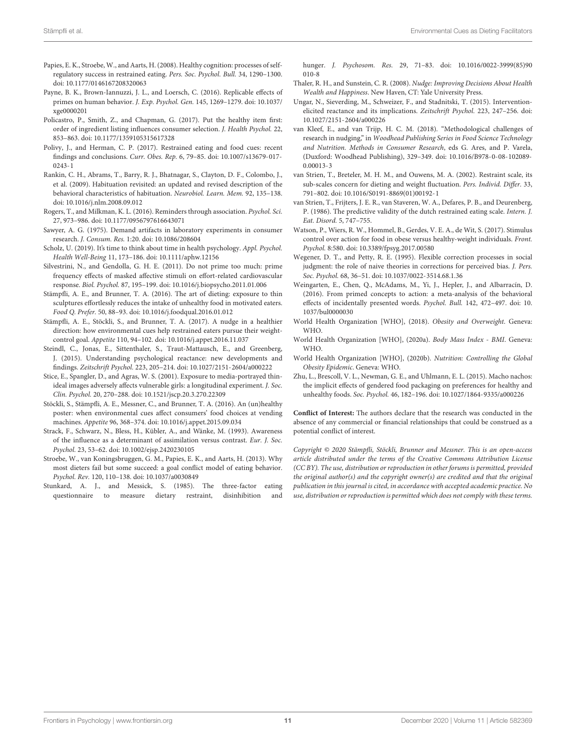Papies, E. K., Stroebe, W., and Aarts, H. (2008). Healthy cognition: processes of self-regulatory success in restrained eating. *Pers. Soc. Psychol. Bull.* 34, 1290–1300. doi: 10.1177/0146167208320063

Payne, B. K., Brown-Iannuzzi, J. L., and Loersch, C. (2016). Replicable effects of primes on human behavior. *J. Exp. Psychol. Gen.* 145, 1269–1279. doi: 10.1037/xge0000201

Policastro, P., Smith, Z., and Chapman, G. (2017). Put the healthy item first: order of ingredient listing influences consumer selection. *J. Health Psychol.* 22, 853–863. doi: 10.1177/1359105315617328

Polivy, J., and Herman, C. P. (2017). Restrained eating and food cues: recent findings and conclusions. *Curr. Obes. Rep.* 6, 79–85. doi: 10.1007/s13679-017-0243-1

Rankin, C. H., Abrams, T., Barry, R. J., Bhatnagar, S., Clayton, D. F., Colombo, J., et al. (2009). Habituation revisited: an updated and revised description of the behavioral characteristics of habituation. *Neurobiol. Learn. Mem.* 92, 135–138. doi: 10.1016/j.nlm.2008.09.012

Rogers, T., and Milkman, K. L. (2016). Reminders through association. *Psychol. Sci.* 27, 973–986. doi: 10.1177/0956797616643071

Sawyer, A. G. (1975). Demand artifacts in laboratory experiments in consumer research. *J. Consum. Res.* 1:20. doi: 10.1086/208604

Scholz, U. (2019). It's time to think about time in health psychology. *Appl. Psychol. Health Well-Being* 11, 173–186. doi: 10.1111/aphw.12156

Silvestrini, N., and Gendolla, G. H. E. (2011). Do not prime too much: prime frequency effects of masked affective stimuli on effort-related cardiovascular response. *Biol. Psychol.* 87, 195–199. doi: 10.1016/j.biopsycho.2011.01.006

Stämpfli, A. E., and Brunner, T. A. (2016). The art of dieting: exposure to thin sculptures effortlessly reduces the intake of unhealthy food in motivated eaters. *Food Q. Prefer.* 50, 88–93. doi: 10.1016/j.foodqual.2016.01.012

Stämpfli, A. E., Stöckli, S., and Brunner, T. A. (2017). A nudge in a healthier direction: how environmental cues help restrained eaters pursue their weight-control goal. *Appetite* 110, 94–102. doi: 10.1016/j.appet.2016.11.037

Steindl, C., Jonas, E., Sittenthaler, S., Traut-Mattausch, E., and Greenberg, J. (2015). Understanding psychological reactance: new developments and findings. *Zeitschrift Psychol.* 223, 205–214. doi: 10.1027/2151-2604/a000222

Stice, E., Spangler, D., and Agras, W. S. (2001). Exposure to media-portrayed thin-ideal images adversely affects vulnerable girls: a longitudinal experiment. *J. Soc. Clin. Psychol.* 20, 270–288. doi: 10.1521/jscp.20.3.270.22309

Stöckli, S., Stämpfli, A. E., Messner, C., and Brunner, T. A. (2016). An (un)healthy poster: when environmental cues affect consumers' food choices at vending machines. *Appetite* 96, 368–374. doi: 10.1016/j.appet.2015.09.034

Strack, F., Schwarz, N., Bless, H., Kübler, A., and Wänke, M. (1993). Awareness of the influence as a determinant of assimilation versus contrast. *Eur. J. Soc. Psychol.* 23, 53–62. doi: 10.1002/ejsp.2420230105

Stroebe, W., van Koningsbruggen, G. M., Papies, E. K., and Aarts, H. (2013). Why most dieters fail but some succeed: a goal conflict model of eating behavior. *Psychol. Rev.* 120, 110–138. doi: 10.1037/a0030849

Stunkard, A. J., and Messick, S. (1985). The three-factor eating questionnaire to measure dietary restraint, disinhibition and hunger. *J. Psychosom. Res.* 29, 71–83. doi: 10.1016/0022-3999(85)90010-8

Thaler, R. H., and Sunstein, C. R. (2008). *Nudge: Improving Decisions About Health Wealth and Happiness*. New Haven, CT: Yale University Press.

Ungar, N., Sieverding, M., Schweizer, F., and Stadnitski, T. (2015). Intervention-elicited reactance and its implications. *Zeitschrift Psychol.* 223, 247–256. doi: 10.1027/2151-2604/a000226

van Kleef, E., and van Trijp, H. C. M. (2018). "Methodological challenges of research in nudging," in *Woodhead Publishing Series in Food Science Technology and Nutrition. Methods in Consumer Research*, eds G. Ares, and P. Varela, (Duxford: Woodhead Publishing), 329–349. doi: 10.1016/B978-0-08-102089-0.00013-3

van Strien, T., Breteler, M. H. M., and Ouwens, M. A. (2002). Restraint scale, its sub-scales concern for dieting and weight fluctuation. *Pers. Individ. Differ.* 33, 791–802. doi: 10.1016/S0191-8869(01)00192-1

van Strien, T., Frijters, J. E. R., van Staveren, W. A., Defares, P. B., and Deurenberg, P. (1986). The predictive validity of the dutch restrained eating scale. *Intern. J. Eat. Disord.* 5, 747–755.

Watson, P., Wiers, R. W., Hommel, B., Gerdes, V. E. A., de Wit, S. (2017). Stimulus control over action for food in obese versus healthy-weight individuals. *Front. Psychol.* 8:580. doi: 10.3389/fpsyg.2017.00580

Wegener, D. T., and Petty, R. E. (1995). Flexible correction processes in social judgment: the role of naive theories in corrections for perceived bias. *J. Pers. Soc. Psychol.* 68, 36–51. doi: 10.1037/0022-3514.68.1.36

Weingarten, E., Chen, Q., McAdams, M., Yi, J., Hepler, J., and Albarracín, D. (2016). From primed concepts to action: a meta-analysis of the behavioral effects of incidentally presented words. *Psychol. Bull.* 142, 472–497. doi: 10.1037/bul0000030

World Health Organization [WHO], (2018). *Obesity and Overweight*. Geneva: WHO.

World Health Organization [WHO], (2020a). *Body Mass Index - BMI*. Geneva: WHO.

World Health Organization [WHO], (2020b). *Nutrition: Controlling the Global Obesity Epidemic*. Geneva: WHO.

Zhu, L., Brescoll, V. L., Newman, G. E., and Uhlmann, E. L. (2015). Macho nachos: the implicit effects of gendered food packaging on preferences for healthy and unhealthy foods. *Soc. Psychol.* 46, 182–196. doi: 10.1027/1864-9335/a000226

**Conflict of Interest:** The authors declare that the research was conducted in the absence of any commercial or financial relationships that could be construed as a potential conflict of interest.

*Copyright © 2020 Stämpfli, Stöckli, Brunner and Messner. This is an open-access article distributed under the terms of the Creative Commons Attribution License (CC BY). The use, distribution or reproduction in other forums is permitted, provided the original author(s) and the copyright owner(s) are credited and that the original publication in this journal is cited, in accordance with accepted academic practice. No use, distribution or reproduction is permitted which does not comply with these terms.*